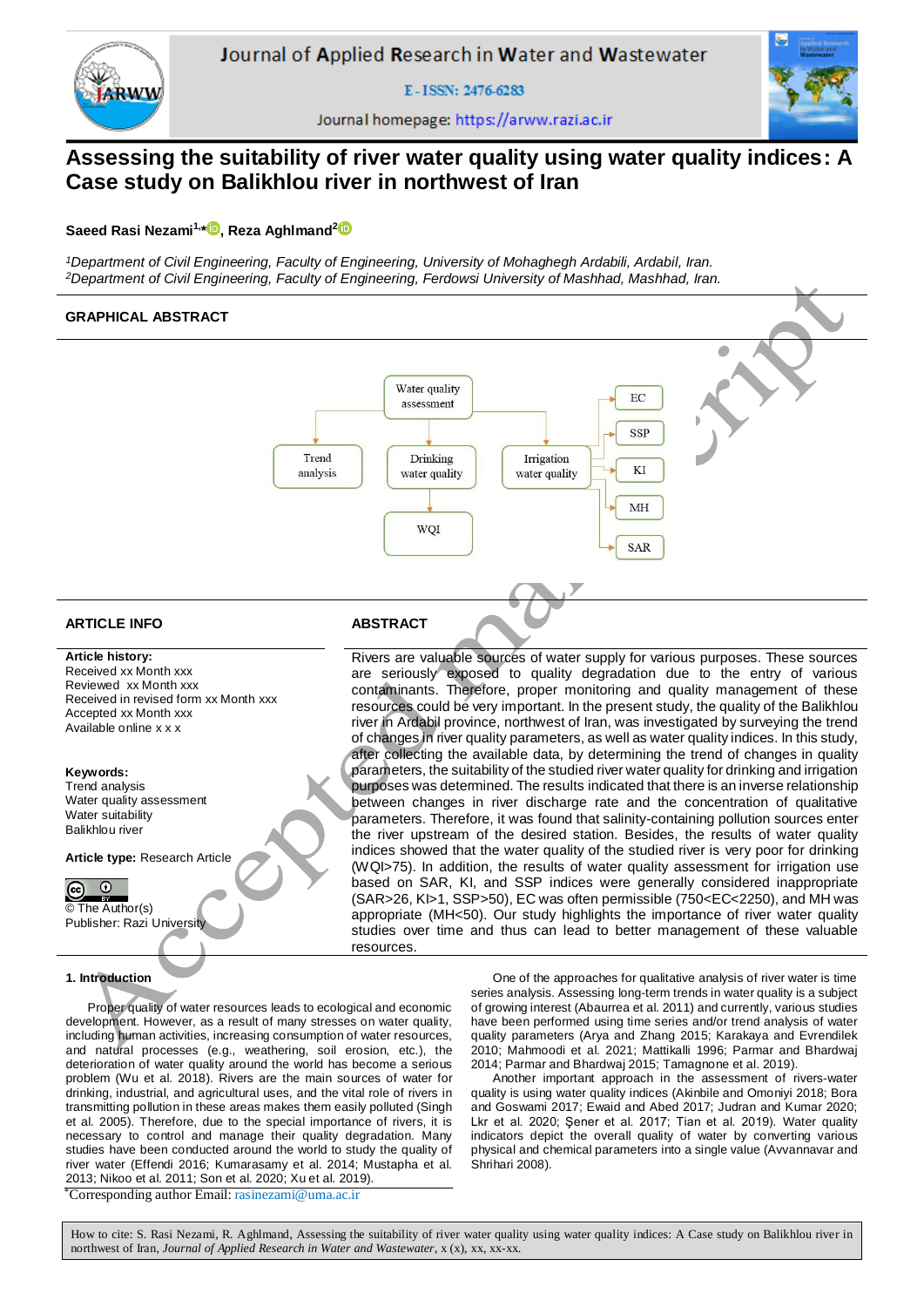# Assessing the suitability of river water quality using water quality indices: A Case study on Balikhlou river in northwest of Iran

**Saeed Rasi Nezami[1,*], Reza Aghlmand[2]**

[1]*Department of Civil Engineering, Faculty of Engineering, University of Mohaghegh Ardabili, Ardabil, Iran.*
[2]*Department of Civil Engineering, Faculty of Engineering, Ferdowsi University of Mashhad, Mashhad, Iran.*

## GRAPHICAL ABSTRACT

Water quality assessment → Trend analysis; Drinking water quality → WQI; Irrigation water quality → EC, SSP, KI, MH, SAR

## ARTICLE INFO

**Article history:**
Received xx Month xxx
Reviewed xx Month xxx
Received in revised form xx Month xxx
Accepted xx Month xxx
Available online x x x

**Keywords:**
Trend analysis
Water quality assessment
Water suitability
Balikhlou river

**Article type:** Research Article

© The Author(s)
Publisher: Razi University

## ABSTRACT

Rivers are valuable sources of water supply for various purposes. These sources are seriously exposed to quality degradation due to the entry of various contaminants. Therefore, proper monitoring and quality management of these resources could be very important. In the present study, the quality of the Balikhlou river in Ardabil province, northwest of Iran, was investigated by surveying the trend of changes in river quality parameters, as well as water quality indices. In this study, after collecting the available data, by determining the trend of changes in quality parameters, the suitability of the studied river water quality for drinking and irrigation purposes was determined. The results indicated that there is an inverse relationship between changes in river discharge rate and the concentration of qualitative parameters. Therefore, it was found that salinity-containing pollution sources enter the river upstream of the desired station. Besides, the results of water quality indices showed that the water quality of the studied river is very poor for drinking (WQI>75). In addition, the results of water quality assessment for irrigation use based on SAR, KI, and SSP indices were generally considered inappropriate (SAR>26, KI>1, SSP>50), EC was often permissible (750<EC<2250), and MH was appropriate (MH<50). Our study highlights the importance of river water quality studies over time and thus can lead to better management of these valuable resources.

## 1. Introduction

Proper quality of water resources leads to ecological and economic development. However, as a result of many stresses on water quality, including human activities, increasing consumption of water resources, and natural processes (e.g., weathering, soil erosion, etc.), the deterioration of water quality around the world has become a serious problem (Wu et al. 2018). Rivers are the main sources of water for drinking, industrial, and agricultural uses, and the vital role of rivers in transmitting pollution in these areas makes them easily polluted (Singh et al. 2005). Therefore, due to the special importance of rivers, it is necessary to control and manage their quality degradation. Many studies have been conducted around the world to study the quality of river water (Effendi 2016; Kumarasamy et al. 2014; Mustapha et al. 2013; Nikoo et al. 2011; Son et al. 2020; Xu et al. 2019).

One of the approaches for qualitative analysis of river water is time series analysis. Assessing long-term trends in water quality is a subject of growing interest (Abaurrea et al. 2011) and currently, various studies have been performed using time series and/or trend analysis of water quality parameters (Arya and Zhang 2015; Karakaya and Evrendilek 2010; Mahmoodi et al. 2021; Mattikalli 1996; Parmar and Bhardwaj 2014; Parmar and Bhardwaj 2015; Tamagnone et al. 2019).

Another important approach in the assessment of rivers-water quality is using water quality indices (Akinbile and Omoniyi 2018; Bora and Goswami 2017; Ewaid and Abed 2017; Judran and Kumar 2020; Lkr et al. 2020; Şener et al. 2017; Tian et al. 2019). Water quality indicators depict the overall quality of water by converting various physical and chemical parameters into a single value (Avvannavar and Shrihari 2008).

*Corresponding author Email: rasinezami@uma.ac.ir

How to cite: S. Rasi Nezami, R. Aghlmand, Assessing the suitability of river water quality using water quality indices: A Case study on Balikhlou river in northwest of Iran, *Journal of Applied Research in Water and Wastewater*, x (x), xx, xx-xx.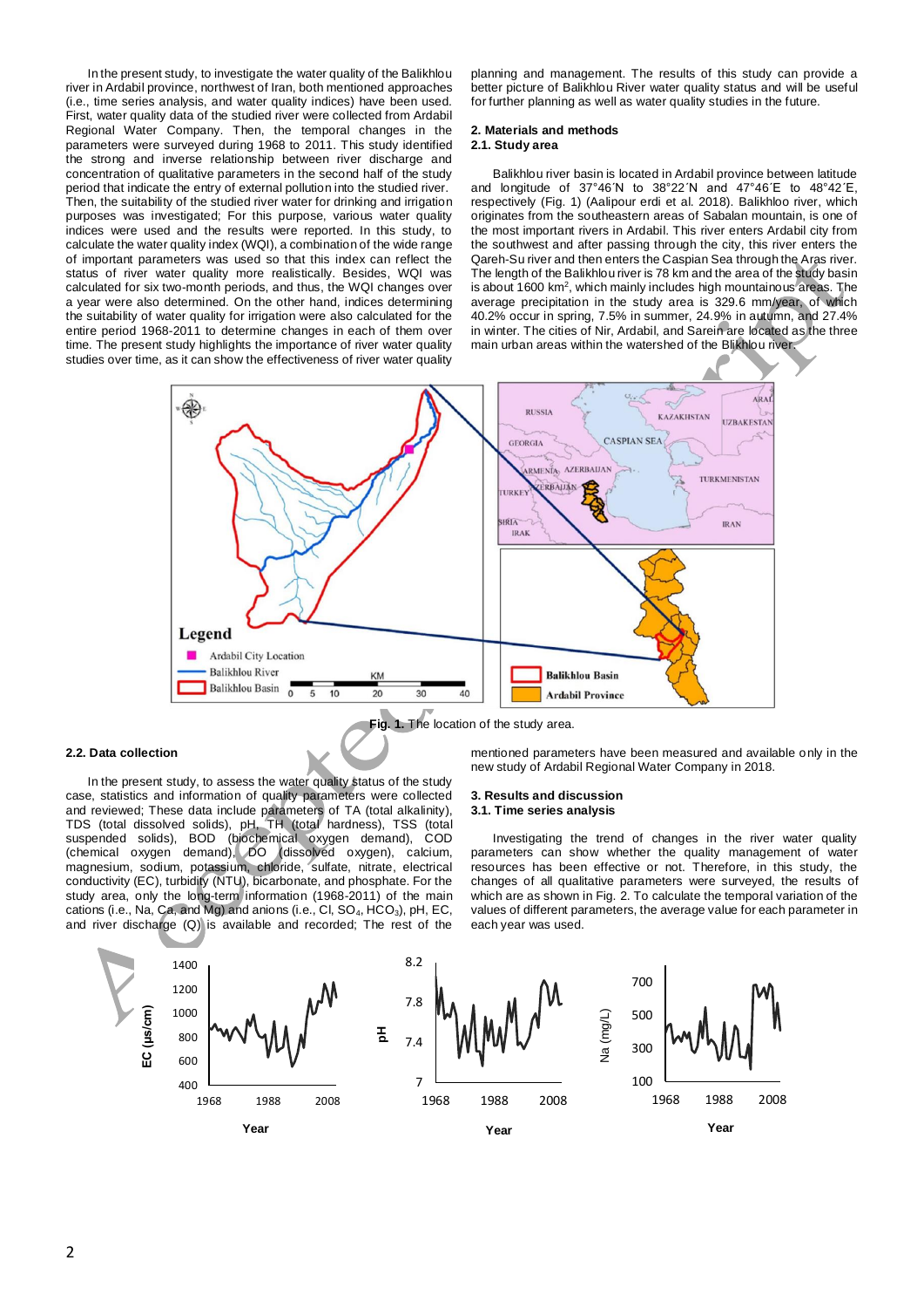In the present study, to investigate the water quality of the Balikhlou river in Ardabil province, northwest of Iran, both mentioned approaches (i.e., time series analysis, and water quality indices) have been used. First, water quality data of the studied river were collected from Ardabil Regional Water Company. Then, the temporal changes in the parameters were surveyed during 1968 to 2011. This study identified the strong and inverse relationship between river discharge and concentration of qualitative parameters in the second half of the study period that indicate the entry of external pollution into the studied river. Then, the suitability of the studied river water for drinking and irrigation purposes was investigated; For this purpose, various water quality indices were used and the results were reported. In this study, to calculate the water quality index (WQI), a combination of the wide range of important parameters was used so that this index can reflect the status of river water quality more realistically. Besides, WQI was calculated for six two-month periods, and thus, the WQI changes over a year were also determined. On the other hand, indices determining the suitability of water quality for irrigation were also calculated for the entire period 1968-2011 to determine changes in each of them over time. The present study highlights the importance of river water quality studies over time, as it can show the effectiveness of river water quality planning and management. The results of this study can provide a better picture of Balikhlou River water quality status and will be useful for further planning as well as water quality studies in the future.

## 2. Materials and methods

### 2.1. Study area

Balikhlou river basin is located in Ardabil province between latitude and longitude of 37°46´N to 38°22´N and 47°46´E to 48°42´E, respectively (Fig. 1) (Aalipour erdi et al. 2018). Balikhloo river, which originates from the southeastern areas of Sabalan mountain, is one of the most important rivers in Ardabil. This river enters Ardabil city from the southwest and after passing through the city, this river enters the Qareh-Su river and then enters the Caspian Sea through the Aras river. The length of the Balikhlou river is 78 km and the area of the study basin is about 1600 km$^2$, which mainly includes high mountainous areas. The average precipitation in the study area is 329.6 mm/year, of which 40.2% occur in spring, 7.5% in summer, 24.9% in autumn, and 27.4% in winter. The cities of Nir, Ardabil, and Sarein are located as the three main urban areas within the watershed of the Blikhlou river.

**Fig. 1.** The location of the study area.

### 2.2. Data collection

In the present study, to assess the water quality status of the study case, statistics and information of quality parameters were collected and reviewed; These data include parameters of TA (total alkalinity), TDS (total dissolved solids), pH, TH (total hardness), TSS (total suspended solids), BOD (biochemical oxygen demand), COD (chemical oxygen demand), DO (dissolved oxygen), calcium, magnesium, sodium, potassium, chloride, sulfate, nitrate, electrical conductivity (EC), turbidity (NTU), bicarbonate, and phosphate. For the study area, only the long-term information (1968-2011) of the main cations (i.e., Na, Ca, and Mg) and anions (i.e., Cl, $SO_4$, $HCO_3$), pH, EC, and river discharge (Q) is available and recorded; The rest of the mentioned parameters have been measured and available only in the new study of Ardabil Regional Water Company in 2018.

## 3. Results and discussion

### 3.1. Time series analysis

Investigating the trend of changes in the river water quality parameters can show whether the quality management of water resources has been effective or not. Therefore, in this study, the changes of all qualitative parameters were surveyed, the results of which are as shown in Fig. 2. To calculate the temporal variation of the values of different parameters, the average value for each parameter in each year was used.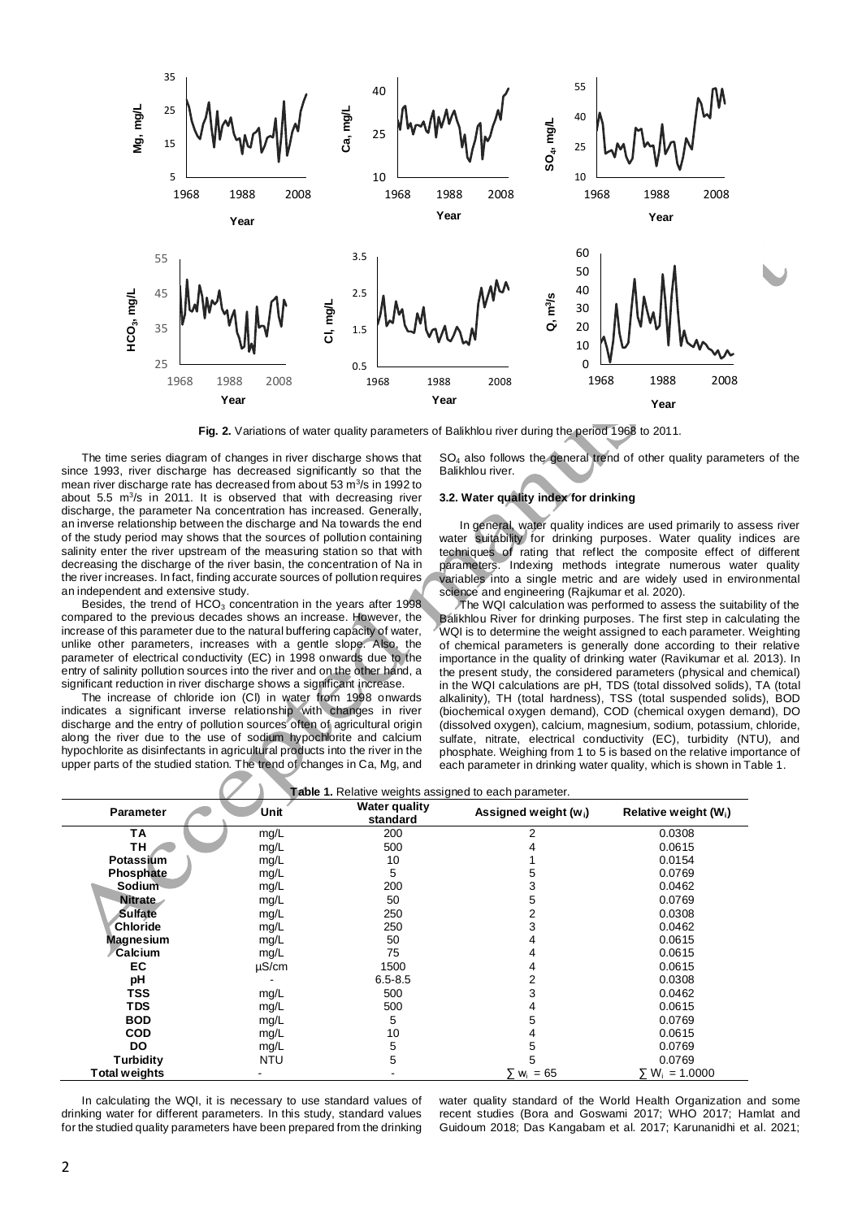Fig. 2. Variations of water quality parameters of Balikhlou river during the period 1968 to 2011.

The time series diagram of changes in river discharge shows that since 1993, river discharge has decreased significantly so that the mean river discharge rate has decreased from about 53 $m^3/s$ in 1992 to about 5.5 $m^3/s$ in 2011. It is observed that with decreasing river discharge, the parameter Na concentration has increased. Generally, an inverse relationship between the discharge and Na towards the end of the study period may shows that the sources of pollution containing salinity enter the river upstream of the measuring station so that with decreasing the discharge of the river basin, the concentration of Na in the river increases. In fact, finding accurate sources of pollution requires an independent and extensive study.

Besides, the trend of $HCO_3$ concentration in the years after 1998 compared to the previous decades shows an increase. However, the increase of this parameter due to the natural buffering capacity of water, unlike other parameters, increases with a gentle slope. Also, the parameter of electrical conductivity (EC) in 1998 onwards due to the entry of salinity pollution sources into the river and on the other hand, a significant reduction in river discharge shows a significant increase.

The increase of chloride ion (Cl) in water from 1998 onwards indicates a significant inverse relationship with changes in river discharge and the entry of pollution sources often of agricultural origin along the river due to the use of sodium hypochlorite and calcium hypochlorite as disinfectants in agricultural products into the river in the upper parts of the studied station. The trend of changes in Ca, Mg, and $SO_4$ also follows the general trend of other quality parameters of the Balikhlou river.

### 3.2. Water quality index for drinking

In general, water quality indices are used primarily to assess river water suitability for drinking purposes. Water quality indices are techniques of rating that reflect the composite effect of different parameters. Indexing methods integrate numerous water quality variables into a single metric and are widely used in environmental science and engineering (Rajkumar et al. 2020).

The WQI calculation was performed to assess the suitability of the Balikhlou River for drinking purposes. The first step in calculating the WQI is to determine the weight assigned to each parameter. Weighting of chemical parameters is generally done according to their relative importance in the quality of drinking water (Ravikumar et al. 2013). In the present study, the considered parameters (physical and chemical) in the WQI calculations are pH, TDS (total dissolved solids), TA (total alkalinity), TH (total hardness), TSS (total suspended solids), BOD (biochemical oxygen demand), COD (chemical oxygen demand), DO (dissolved oxygen), calcium, magnesium, sodium, potassium, chloride, sulfate, nitrate, electrical conductivity (EC), turbidity (NTU), and phosphate. Weighing from 1 to 5 is based on the relative importance of each parameter in drinking water quality, which is shown in Table 1.

**Table 1.** Relative weights assigned to each parameter.

| Parameter | Unit | Water quality standard | Assigned weight ($w_i$) | Relative weight ($W_i$) |
|---|---|---|---|---|
| TA | mg/L | 200 | 2 | 0.0308 |
| TH | mg/L | 500 | 4 | 0.0615 |
| Potassium | mg/L | 10 | 1 | 0.0154 |
| Phosphate | mg/L | 5 | 5 | 0.0769 |
| Sodium | mg/L | 200 | 3 | 0.0462 |
| Nitrate | mg/L | 50 | 5 | 0.0769 |
| Sulfate | mg/L | 250 | 2 | 0.0308 |
| Chloride | mg/L | 250 | 3 | 0.0462 |
| Magnesium | mg/L | 50 | 4 | 0.0615 |
| Calcium | mg/L | 75 | 4 | 0.0615 |
| EC | µS/cm | 1500 | 4 | 0.0615 |
| pH | - | 6.5-8.5 | 2 | 0.0308 |
| TSS | mg/L | 500 | 3 | 0.0462 |
| TDS | mg/L | 500 | 4 | 0.0615 |
| BOD | mg/L | 5 | 5 | 0.0769 |
| COD | mg/L | 10 | 4 | 0.0615 |
| DO | mg/L | 5 | 5 | 0.0769 |
| Turbidity | NTU | 5 | 5 | 0.0769 |
| Total weights | - | - | $\sum w_i = 65$ | $\sum W_i = 1.0000$ |

In calculating the WQI, it is necessary to use standard values of drinking water for different parameters. In this study, standard values for the studied quality parameters have been prepared from the drinking water quality standard of the World Health Organization and some recent studies (Bora and Goswami 2017; WHO 2017; Hamlat and Guidoum 2018; Das Kangabam et al. 2017; Karunanidhi et al. 2021;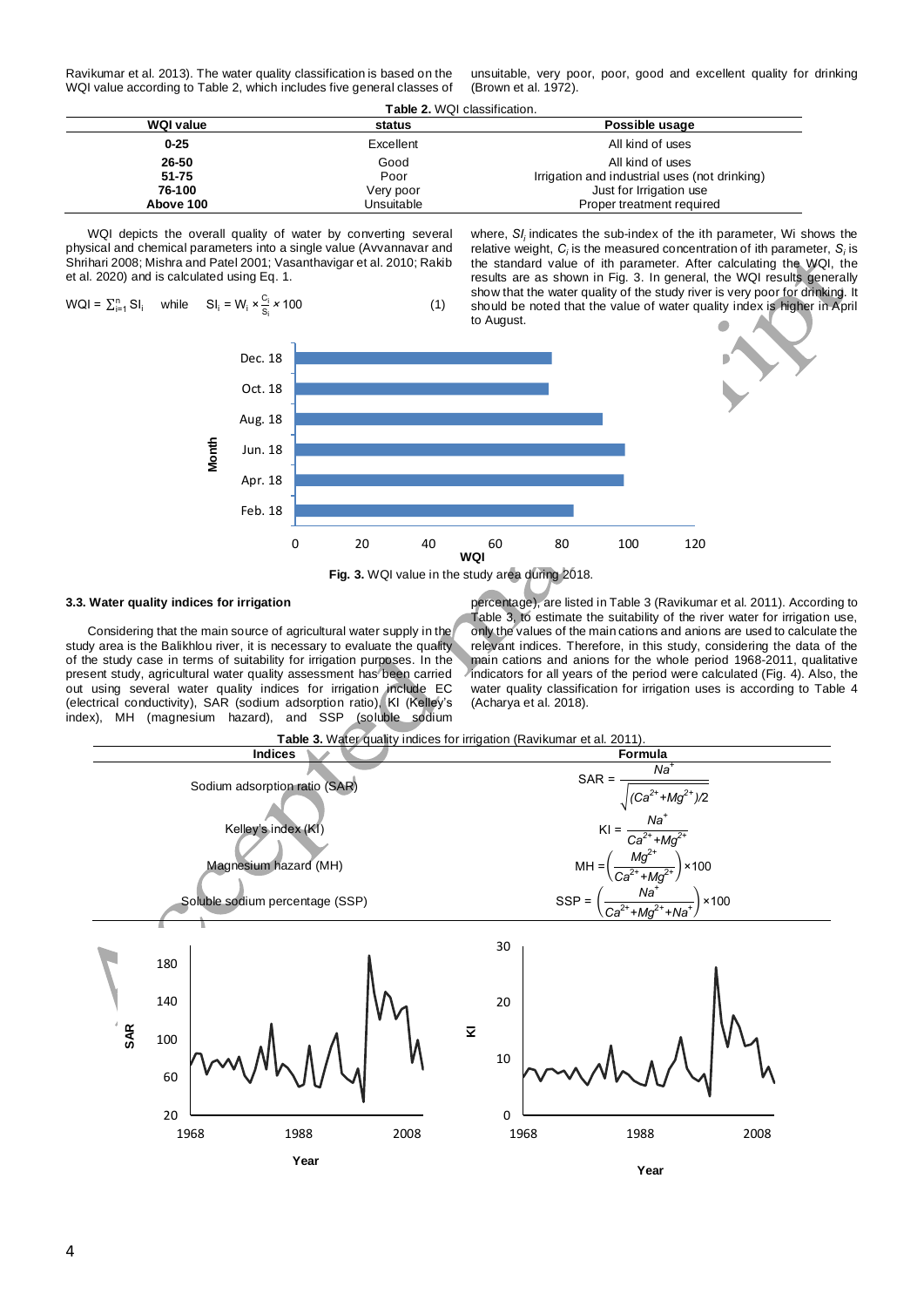Ravikumar et al. 2013). The water quality classification is based on the WQI value according to Table 2, which includes five general classes of unsuitable, very poor, poor, good and excellent quality for drinking (Brown et al. 1972).

**Table 2.** WQI classification.

| WQI value | status | Possible usage |
|---|---|---|
| **0-25** | Excellent | All kind of uses |
| **26-50** | Good | All kind of uses |
| **51-75** | Poor | Irrigation and industrial uses (not drinking) |
| **76-100** | Very poor | Just for Irrigation use |
| **Above 100** | Unsuitable | Proper treatment required |

WQI depicts the overall quality of water by converting several physical and chemical parameters into a single value (Avvannavar and Shrihari 2008; Mishra and Patel 2001; Vasanthavigar et al. 2010; Rakib et al. 2020) and is calculated using Eq. 1.

$$\text{WQI} = \sum_{i=1}^{n} \text{SI}_i \quad \text{while} \quad \text{SI}_i = W_i \times \frac{C_i}{S_i} \times 100 \qquad (1)$$

where, $SI_i$ indicates the sub-index of the ith parameter, Wi shows the relative weight, $C_i$ is the measured concentration of ith parameter, $S_i$ is the standard value of ith parameter. After calculating the WQI, the results are as shown in Fig. 3. In general, the WQI results generally show that the water quality of the study river is very poor for drinking. It should be noted that the value of water quality index is higher in April to August.

**Fig. 3.** WQI value in the study area during 2018.

### 3.3. Water quality indices for irrigation

Considering that the main source of agricultural water supply in the study area is the Balikhlou river, it is necessary to evaluate the quality of the study case in terms of suitability for irrigation purposes. In the present study, agricultural water quality assessment has been carried out using several water quality indices for irrigation include EC (electrical conductivity), SAR (sodium adsorption ratio), KI (Kelley's index), MH (magnesium hazard), and SSP (soluble sodium percentage), are listed in Table 3 (Ravikumar et al. 2011). According to Table 3, to estimate the suitability of the river water for irrigation use, only the values of the main cations and anions are used to calculate the relevant indices. Therefore, in this study, considering the data of the main cations and anions for the whole period 1968-2011, qualitative indicators for all years of the period were calculated (Fig. 4). Also, the water quality classification for irrigation uses is according to Table 4 (Acharya et al. 2018).

**Table 3.** Water quality indices for irrigation (Ravikumar et al. 2011).

| Indices | Formula |
|---|---|
| Sodium adsorption ratio (SAR) | $\text{SAR} = \dfrac{Na^+}{\sqrt{(Ca^{2+}+Mg^{2+})/2}}$ |
| Kelley's index (KI) | $\text{KI} = \dfrac{Na^+}{Ca^{2+}+Mg^{2+}}$ |
| Magnesium hazard (MH) | $\text{MH} = \left(\dfrac{Mg^{2+}}{Ca^{2+}+Mg^{2+}}\right) \times 100$ |
| Soluble sodium percentage (SSP) | $\text{SSP} = \left(\dfrac{Na^+}{Ca^{2+}+Mg^{2+}+Na^+}\right) \times 100$ |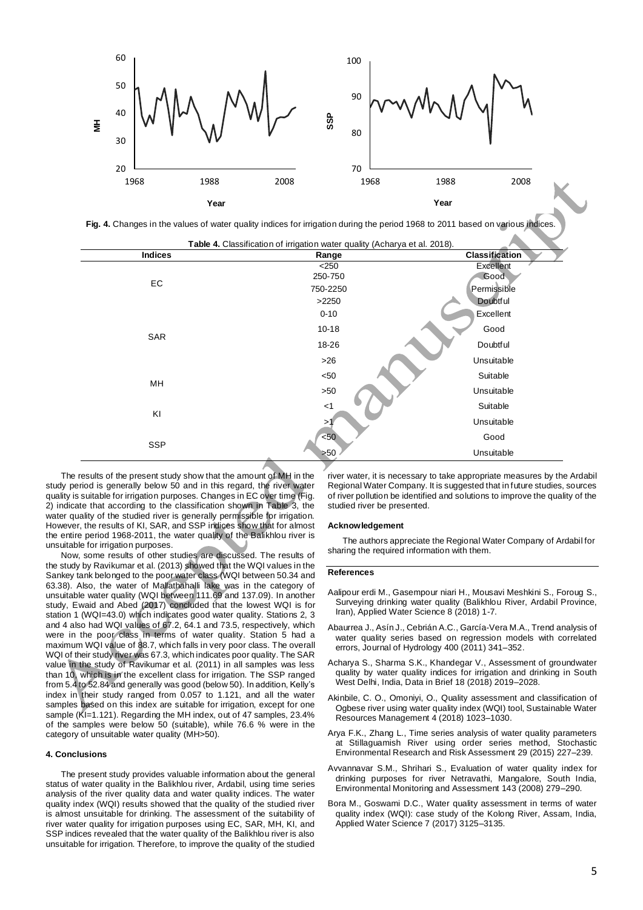Fig. 4. Changes in the values of water quality indices for irrigation during the period 1968 to 2011 based on various indices.

Table 4. Classification of irrigation water quality (Acharya et al. 2018).

| Indices | Range | Classification |
|---|---|---|
| EC | <250 | Excellent |
| | 250-750 | Good |
| | 750-2250 | Permissible |
| | >2250 | Doubtful |
| SAR | 0-10 | Excellent |
| | 10-18 | Good |
| | 18-26 | Doubtful |
| | >26 | Unsuitable |
| MH | <50 | Suitable |
| | >50 | Unsuitable |
| KI | <1 | Suitable |
| | >1 | Unsuitable |
| SSP | <50 | Good |
| | >50 | Unsuitable |

The results of the present study show that the amount of MH in the study period is generally below 50 and in this regard, the river water quality is suitable for irrigation purposes. Changes in EC over time (Fig. 2) indicate that according to the classification shown in Table 3, the water quality of the studied river is generally permissible for irrigation. However, the results of KI, SAR, and SSP indices show that for almost the entire period 1968-2011, the water quality of the Balikhlou river is unsuitable for irrigation purposes.

Now, some results of other studies are discussed. The results of the study by Ravikumar et al. (2013) showed that the WQI values in the Sankey tank belonged to the poor water class (WQI between 50.34 and 63.38). Also, the water of Mallathahalli lake was in the category of unsuitable water quality (WQI between 111.69 and 137.09). In another study, Ewaid and Abed (2017) concluded that the lowest WQI is for station 1 (WQI=43.0) which indicates good water quality. Stations 2, 3 and 4 also had WQI values of 67.2, 64.1 and 73.5, respectively, which were in the poor class in terms of water quality. Station 5 had a maximum WQI value of 88.7, which falls in very poor class. The overall WQI of their study river was 67.3, which indicates poor quality. The SAR value in the study of Ravikumar et al. (2011) in all samples was less than 10, which is in the excellent class for irrigation. The SSP ranged from 5.4 to 52.84 and generally was good (below 50). In addition, Kelly's index in their study ranged from 0.057 to 1.121, and all the water samples based on this index are suitable for irrigation, except for one sample (KI=1.121). Regarding the MH index, out of 47 samples, 23.4% of the samples were below 50 (suitable), while 76.6 % were in the category of unsuitable water quality (MH>50).

## 4. Conclusions

The present study provides valuable information about the general status of water quality in the Balikhlou river, Ardabil, using time series analysis of the river quality data and water quality indices. The water quality index (WQI) results showed that the quality of the studied river is almost unsuitable for drinking. The assessment of the suitability of river water quality for irrigation purposes using EC, SAR, MH, KI, and SSP indices revealed that the water quality of the Balikhlou river is also unsuitable for irrigation. Therefore, to improve the quality of the studied river water, it is necessary to take appropriate measures by the Ardabil Regional Water Company. It is suggested that in future studies, sources of river pollution be identified and solutions to improve the quality of the studied river be presented.

## Acknowledgement

The authors appreciate the Regional Water Company of Ardabil for sharing the required information with them.

## References

Aalipour erdi M., Gasempour niari H., Mousavi Meshkini S., Foroug S., Surveying drinking water quality (Balikhlou River, Ardabil Province, Iran), Applied Water Science 8 (2018) 1-7.

Abaurrea J., Asín J., Cebrián A.C., García-Vera M.A., Trend analysis of water quality series based on regression models with correlated errors, Journal of Hydrology 400 (2011) 341–352.

Acharya S., Sharma S.K., Khandegar V., Assessment of groundwater quality by water quality indices for irrigation and drinking in South West Delhi, India, Data in Brief 18 (2018) 2019–2028.

Akinbile, C. O., Omoniyi, O., Quality assessment and classification of Ogbese river using water quality index (WQI) tool, Sustainable Water Resources Management 4 (2018) 1023–1030.

Arya F.K., Zhang L., Time series analysis of water quality parameters at Stillaguamish River using order series method, Stochastic Environmental Research and Risk Assessment 29 (2015) 227–239.

Avvannavar S.M., Shrihari S., Evaluation of water quality index for drinking purposes for river Netravathi, Mangalore, South India, Environmental Monitoring and Assessment 143 (2008) 279–290.

Bora M., Goswami D.C., Water quality assessment in terms of water quality index (WQI): case study of the Kolong River, Assam, India, Applied Water Science 7 (2017) 3125–3135.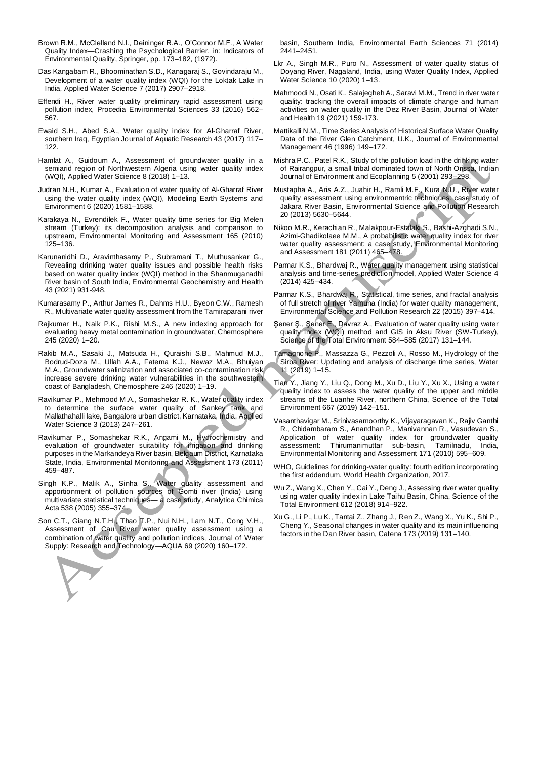Brown R.M., McClelland N.I., Deininger R.A., O'Connor M.F., A Water Quality Index—Crashing the Psychological Barrier, in: Indicators of Environmental Quality, Springer, pp. 173–182, (1972).

Das Kangabam R., Bhoominathan S.D., Kanagaraj S., Govindaraju M., Development of a water quality index (WQI) for the Loktak Lake in India, Applied Water Science 7 (2017) 2907–2918.

Effendi H., River water quality preliminary rapid assessment using pollution index, Procedia Environmental Sciences 33 (2016) 562–567.

Ewaid S.H., Abed S.A., Water quality index for Al-Gharraf River, southern Iraq, Egyptian Journal of Aquatic Research 43 (2017) 117–122.

Hamlat A., Guidoum A., Assessment of groundwater quality in a semiarid region of Northwestern Algeria using water quality index (WQI), Applied Water Science 8 (2018) 1–13.

Judran N.H., Kumar A., Evaluation of water quality of Al-Gharraf River using the water quality index (WQI), Modeling Earth Systems and Environment 6 (2020) 1581–1588.

Karakaya N., Evrendilek F., Water quality time series for Big Melen stream (Turkey): its decomposition analysis and comparison to upstream, Environmental Monitoring and Assessment 165 (2010) 125–136.

Karunanidhi D., Aravinthasamy P., Subramani T., Muthusankar G., Revealing drinking water quality issues and possible health risks based on water quality index (WQI) method in the Shanmuganadhi River basin of South India, Environmental Geochemistry and Health 43 (2021) 931-948.

Kumarasamy P., Arthur James R., Dahms H.U., Byeon C.W., Ramesh R., Multivariate water quality assessment from the Tamiraparani river basin, Southern India, Environmental Earth Sciences 71 (2014) 2441–2451.

Lkr A., Singh M.R., Puro N., Assessment of water quality status of Doyang River, Nagaland, India, using Water Quality Index, Applied Water Science 10 (2020) 1–13.

Mahmoodi N., Osati K., Salajegheh A., Saravi M.M., Trend in river water quality: tracking the overall impacts of climate change and human activities on water quality in the Dez River Basin, Journal of Water and Health 19 (2021) 159-173.

Mattikalli N.M., Time Series Analysis of Historical Surface Water Quality Data of the River Glen Catchment, U.K., Journal of Environmental Management 46 (1996) 149–172.

Mishra P.C., Patel R.K., Study of the pollution load in the drinking water of Rairangpur, a small tribal dominated town of North Orissa, Indian Journal of Environment and Ecoplanning 5 (2001) 293–298.

Mustapha A., Aris A.Z., Juahir H., Ramli M.F., Kura N.U., River water quality assessment using environmentric techniques: case study of Jakara River Basin, Environmental Science and Pollution Research 20 (2013) 5630–5644.

Nikoo M.R., Kerachian R., Malakpour-Estalaki S., Bashi-Azghadi S.N., Azimi-Ghadikolaee M.M., A probabilistic water quality index for river water quality assessment: a case study, Environmental Monitoring and Assessment 181 (2011) 465–478.

Parmar K.S., Bhardwaj R., Water quality management using statistical analysis and time-series prediction model, Applied Water Science 4 (2014) 425–434.

Parmar K.S., Bhardwaj R., Statistical, time series, and fractal analysis of full stretch of river Yamuna (India) for water quality management, Environmental Science and Pollution Research 22 (2015) 397–414.

Rajkumar H., Naik P.K., Rishi M.S., A new indexing approach for evaluating heavy metal contamination in groundwater, Chemosphere 245 (2020) 1–20.

Rakib M.A., Sasaki J., Matsuda H., Quraishi S.B., Mahmud M.J., Bodrud-Doza M., Ullah A.A., Fatema K.J., Newaz M.A., Bhuiyan M.A., Groundwater salinization and associated co-contamination risk increase severe drinking water vulnerabilities in the southwestern coast of Bangladesh, Chemosphere 246 (2020) 1–19.

Ravikumar P., Mehmood M.A., Somashekar R. K., Water quality index to determine the surface water quality of Sankey tank and Mallathahalli lake, Bangalore urban district, Karnataka, India, Applied Water Science 3 (2013) 247–261.

Ravikumar P., Somashekar R.K., Angami M., Hydrochemistry and evaluation of groundwater suitability for irrigation and drinking purposes in the Markandeya River basin, Belgaum District, Karnataka State, India, Environmental Monitoring and Assessment 173 (2011) 459–487.

Şener Ş., Şener E., Davraz A., Evaluation of water quality using water quality index (WQI) method and GIS in Aksu River (SW-Turkey), Science of the Total Environment 584–585 (2017) 131–144.

Singh K.P., Malik A., Sinha S., Water quality assessment and apportionment of pollution sources of Gomti river (India) using multivariate statistical techniques— a case study, Analytica Chimica Acta 538 (2005) 355–374.

Son C.T., Giang N.T.H., Thao T.P., Nui N.H., Lam N.T., Cong V.H., Assessment of Cau River water quality assessment using a combination of water quality and pollution indices, Journal of Water Supply: Research and Technology—AQUA 69 (2020) 160–172.

Tamagnone P., Massazza G., Pezzoli A., Rosso M., Hydrology of the Sirba River: Updating and analysis of discharge time series, Water 11 (2019) 1–15.

Tian Y., Jiang Y., Liu Q., Dong M., Xu D., Liu Y., Xu X., Using a water quality index to assess the water quality of the upper and middle streams of the Luanhe River, northern China, Science of the Total Environment 667 (2019) 142–151.

Vasanthavigar M., Srinivasamoorthy K., Vijayaragavan K., Rajiv Ganthi R., Chidambaram S., Anandhan P., Manivannan R., Vasudevan S., Application of water quality index for groundwater quality assessment: Thirumanimuttar sub-basin, Tamilnadu, India, Environmental Monitoring and Assessment 171 (2010) 595–609.

WHO, Guidelines for drinking-water quality: fourth edition incorporating the first addendum. World Health Organization, 2017.

Wu Z., Wang X., Chen Y., Cai Y., Deng J., Assessing river water quality using water quality index in Lake Taihu Basin, China, Science of the Total Environment 612 (2018) 914–922.

Xu G., Li P., Lu K., Tantai Z., Zhang J., Ren Z., Wang X., Yu K., Shi P., Cheng Y., Seasonal changes in water quality and its main influencing factors in the Dan River basin, Catena 173 (2019) 131–140.